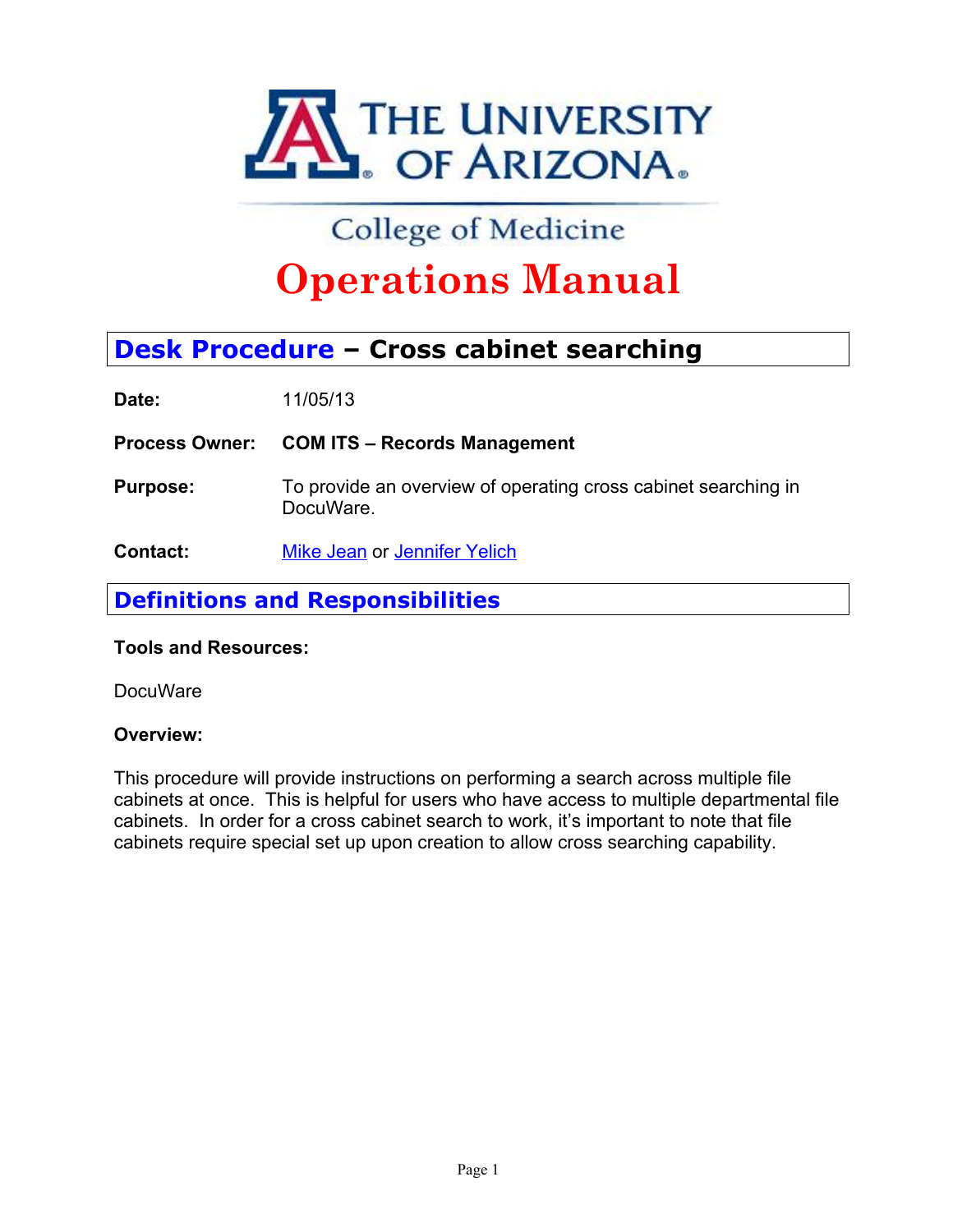THE UNIVERSITY OF ARIZONA

College of Medicine

# Operations Manual

## Desk Procedure – Cross cabinet searching

**Date:** 11/05/13

**Process Owner:** **COM ITS – Records Management**

**Purpose:** To provide an overview of operating cross cabinet searching in DocuWare.

**Contact:** Mike Jean or Jennifer Yelich

## Definitions and Responsibilities

**Tools and Resources:**

DocuWare

**Overview:**

This procedure will provide instructions on performing a search across multiple file cabinets at once. This is helpful for users who have access to multiple departmental file cabinets. In order for a cross cabinet search to work, it's important to note that file cabinets require special set up upon creation to allow cross searching capability.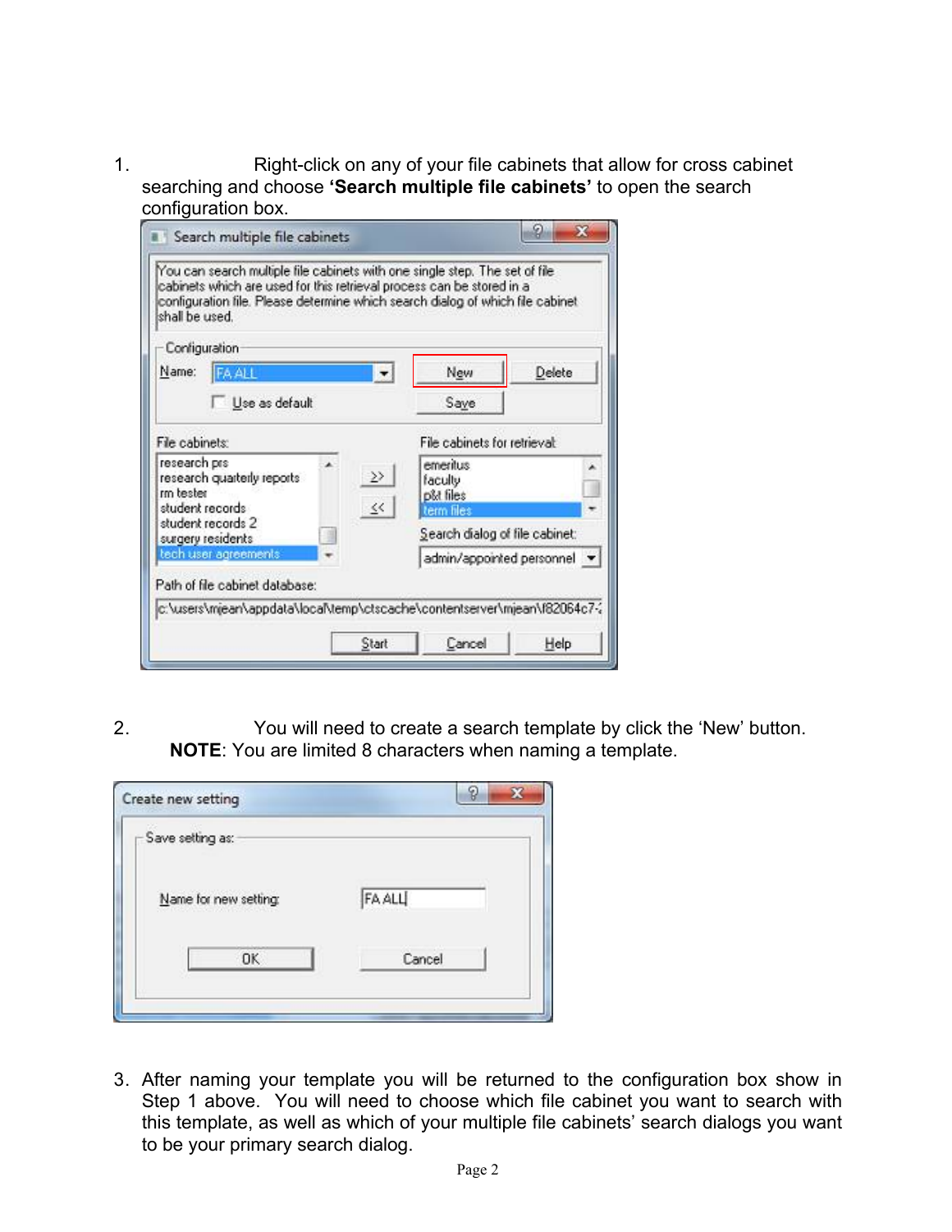1. Right-click on any of your file cabinets that allow for cross cabinet searching and choose **'Search multiple file cabinets'** to open the search configuration box.

2. You will need to create a search template by click the 'New' button. **NOTE**: You are limited 8 characters when naming a template.

3. After naming your template you will be returned to the configuration box show in Step 1 above. You will need to choose which file cabinet you want to search with this template, as well as which of your multiple file cabinets' search dialogs you want to be your primary search dialog.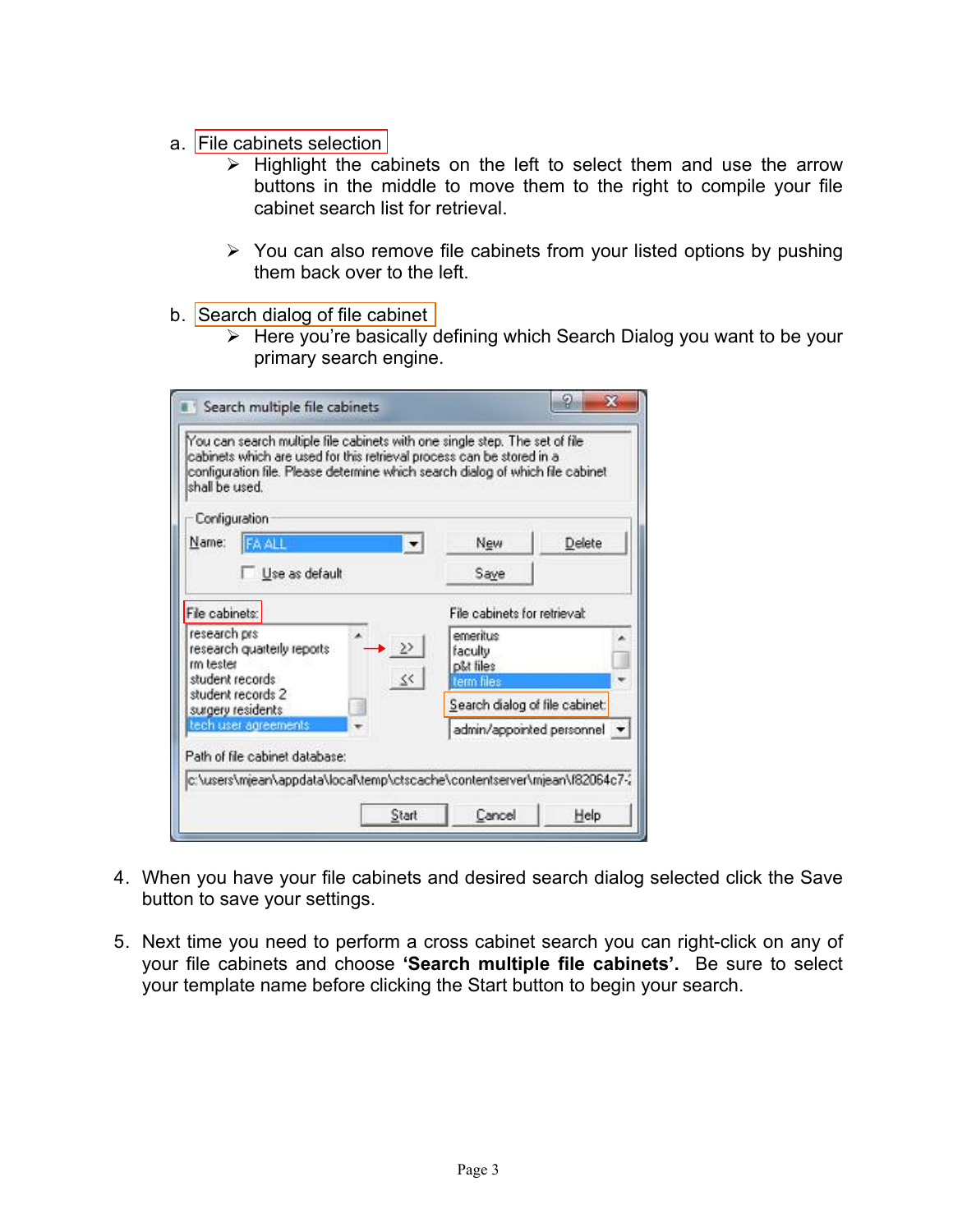a. File cabinets selection

- Highlight the cabinets on the left to select them and use the arrow buttons in the middle to move them to the right to compile your file cabinet search list for retrieval.
- You can also remove file cabinets from your listed options by pushing them back over to the left.

b. Search dialog of file cabinet

- Here you're basically defining which Search Dialog you want to be your primary search engine.

4. When you have your file cabinets and desired search dialog selected click the Save button to save your settings.

5. Next time you need to perform a cross cabinet search you can right-click on any of your file cabinets and choose **'Search multiple file cabinets'.** Be sure to select your template name before clicking the Start button to begin your search.